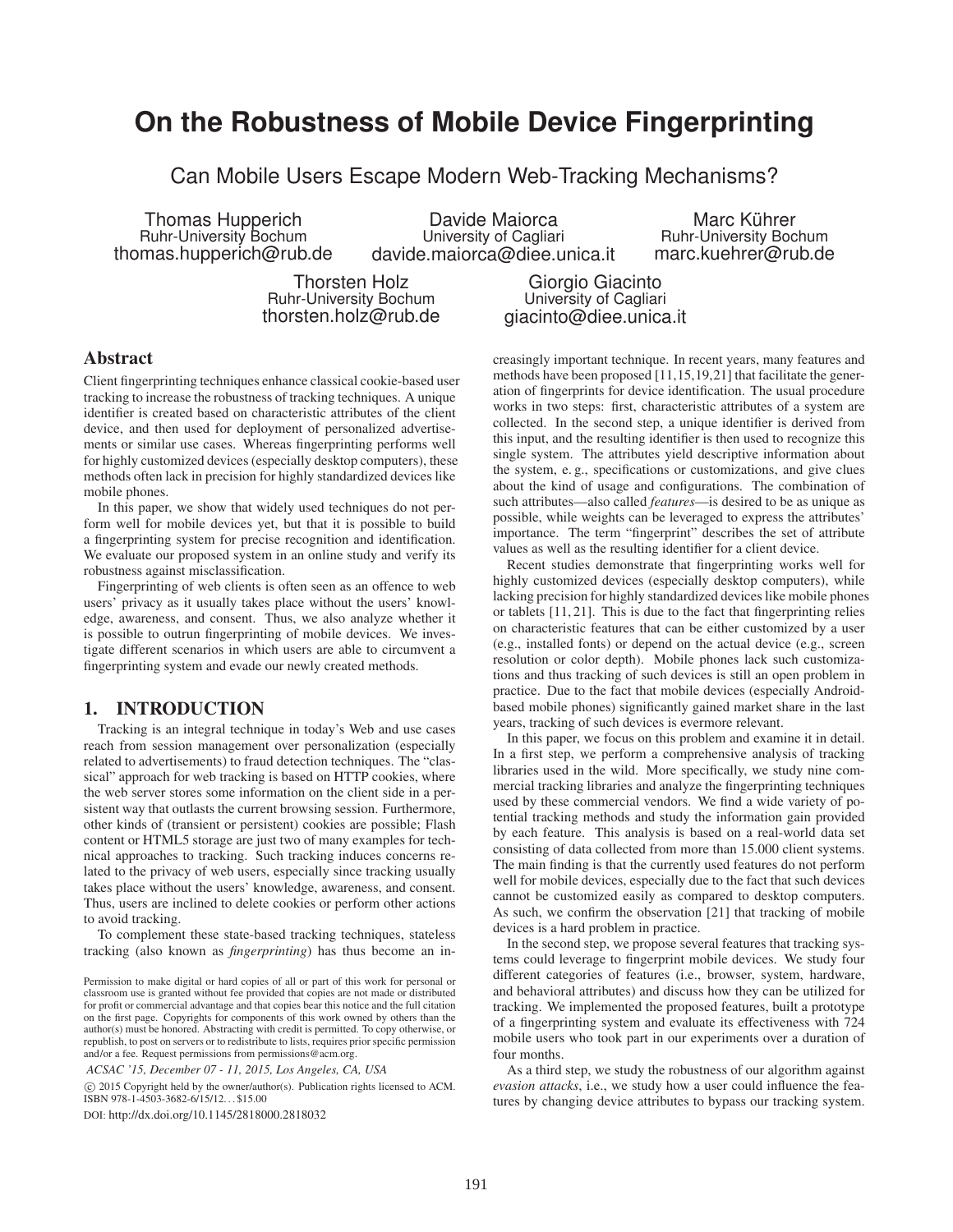# On the Robustness of Mobile Device Fingerprinting

## Can Mobile Users Escape Modern Web-Tracking Mechanisms?

Thomas Hupperich
Ruhr-University Bochum
thomas.hupperich@rub.de

Davide Maiorca
University of Cagliari
davide.maiorca@diee.unica.it

Marc Kührer
Ruhr-University Bochum
marc.kuehrer@rub.de

Thorsten Holz
Ruhr-University Bochum
thorsten.holz@rub.de

Giorgio Giacinto
University of Cagliari
giacinto@diee.unica.it

## Abstract

Client fingerprinting techniques enhance classical cookie-based user tracking to increase the robustness of tracking techniques. A unique identifier is created based on characteristic attributes of the client device, and then used for deployment of personalized advertisements or similar use cases. Whereas fingerprinting performs well for highly customized devices (especially desktop computers), these methods often lack in precision for highly standardized devices like mobile phones.

In this paper, we show that widely used techniques do not perform well for mobile devices yet, but that it is possible to build a fingerprinting system for precise recognition and identification. We evaluate our proposed system in an online study and verify its robustness against misclassification.

Fingerprinting of web clients is often seen as an offence to web users' privacy as it usually takes place without the users' knowledge, awareness, and consent. Thus, we also analyze whether it is possible to outrun fingerprinting of mobile devices. We investigate different scenarios in which users are able to circumvent a fingerprinting system and evade our newly created methods.

## 1. INTRODUCTION

Tracking is an integral technique in today's Web and use cases reach from session management over personalization (especially related to advertisements) to fraud detection techniques. The "classical" approach for web tracking is based on HTTP cookies, where the web server stores some information on the client side in a persistent way that outlasts the current browsing session. Furthermore, other kinds of (transient or persistent) cookies are possible; Flash content or HTML5 storage are just two of many examples for technical approaches to tracking. Such tracking induces concerns related to the privacy of web users, especially since tracking usually takes place without the users' knowledge, awareness, and consent. Thus, users are inclined to delete cookies or perform other actions to avoid tracking.

To complement these state-based tracking techniques, stateless tracking (also known as *fingerprinting*) has thus become an increasingly important technique. In recent years, many features and methods have been proposed [11,15,19,21] that facilitate the generation of fingerprints for device identification. The usual procedure works in two steps: first, characteristic attributes of a system are collected. In the second step, a unique identifier is derived from this input, and the resulting identifier is then used to recognize this single system. The attributes yield descriptive information about the system, e. g., specifications or customizations, and give clues about the kind of usage and configurations. The combination of such attributes—also called *features*—is desired to be as unique as possible, while weights can be leveraged to express the attributes' importance. The term "fingerprint" describes the set of attribute values as well as the resulting identifier for a client device.

Recent studies demonstrate that fingerprinting works well for highly customized devices (especially desktop computers), while lacking precision for highly standardized devices like mobile phones or tablets [11, 21]. This is due to the fact that fingerprinting relies on characteristic features that can be either customized by a user (e.g., installed fonts) or depend on the actual device (e.g., screen resolution or color depth). Mobile phones lack such customizations and thus tracking of such devices is still an open problem in practice. Due to the fact that mobile devices (especially Android-based mobile phones) significantly gained market share in the last years, tracking of such devices is evermore relevant.

In this paper, we focus on this problem and examine it in detail. In a first step, we perform a comprehensive analysis of tracking libraries used in the wild. More specifically, we study nine commercial tracking libraries and analyze the fingerprinting techniques used by these commercial vendors. We find a wide variety of potential tracking methods and study the information gain provided by each feature. This analysis is based on a real-world data set consisting of data collected from more than 15.000 client systems. The main finding is that the currently used features do not perform well for mobile devices, especially due to the fact that such devices cannot be customized easily as compared to desktop computers. As such, we confirm the observation [21] that tracking of mobile devices is a hard problem in practice.

In the second step, we propose several features that tracking systems could leverage to fingerprint mobile devices. We study four different categories of features (i.e., browser, system, hardware, and behavioral attributes) and discuss how they can be utilized for tracking. We implemented the proposed features, built a prototype of a fingerprinting system and evaluate its effectiveness with 724 mobile users who took part in our experiments over a duration of four months.

As a third step, we study the robustness of our algorithm against *evasion attacks*, i.e., we study how a user could influence the features by changing device attributes to bypass our tracking system.

Permission to make digital or hard copies of all or part of this work for personal or classroom use is granted without fee provided that copies are not made or distributed for profit or commercial advantage and that copies bear this notice and the full citation on the first page. Copyrights for components of this work owned by others than the author(s) must be honored. Abstracting with credit is permitted. To copy otherwise, or republish, to post on servers or to redistribute to lists, requires prior specific permission and/or a fee. Request permissions from permissions@acm.org.

*ACSAC '15, December 07 - 11, 2015, Los Angeles, CA, USA*

© 2015 Copyright held by the owner/author(s). Publication rights licensed to ACM. ISBN 978-1-4503-3682-6/15/12... $15.00

DOI: http://dx.doi.org/10.1145/2818000.2818032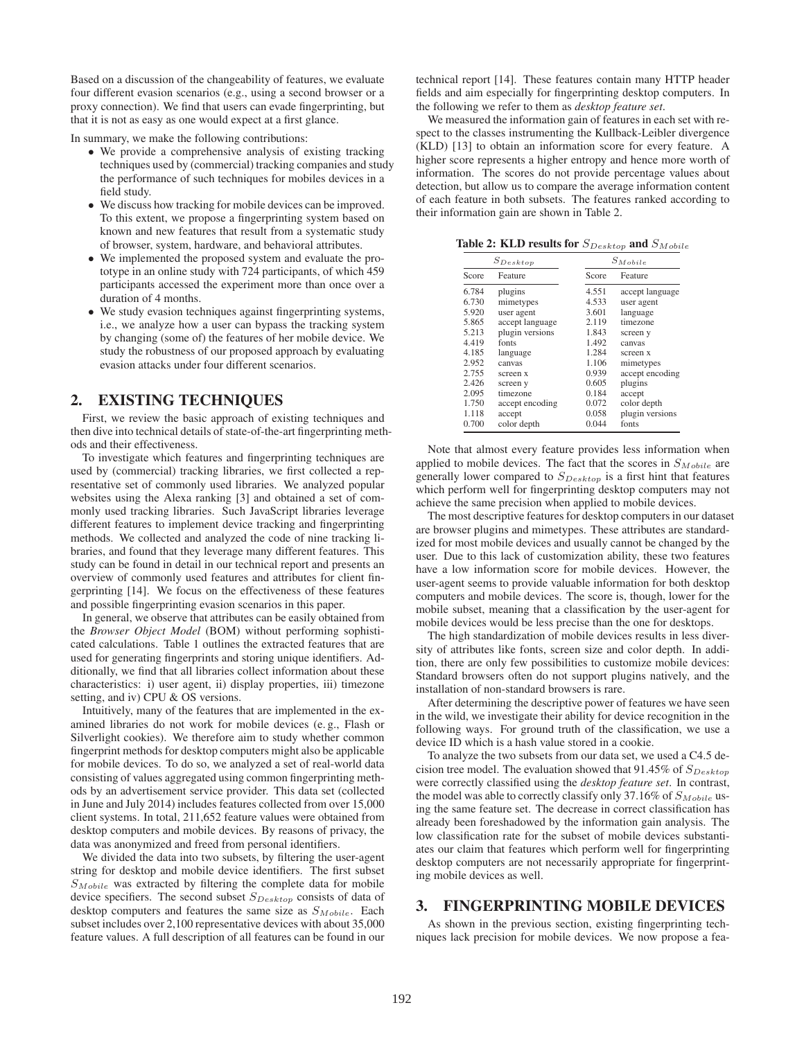Based on a discussion of the changeability of features, we evaluate four different evasion scenarios (e.g., using a second browser or a proxy connection). We find that users can evade fingerprinting, but that it is not as easy as one would expect at a first glance.

In summary, we make the following contributions:

- We provide a comprehensive analysis of existing tracking techniques used by (commercial) tracking companies and study the performance of such techniques for mobiles devices in a field study.
- We discuss how tracking for mobile devices can be improved. To this extent, we propose a fingerprinting system based on known and new features that result from a systematic study of browser, system, hardware, and behavioral attributes.
- We implemented the proposed system and evaluate the prototype in an online study with 724 participants, of which 459 participants accessed the experiment more than once over a duration of 4 months.
- We study evasion techniques against fingerprinting systems, i.e., we analyze how a user can bypass the tracking system by changing (some of) the features of her mobile device. We study the robustness of our proposed approach by evaluating evasion attacks under four different scenarios.

## 2. EXISTING TECHNIQUES

First, we review the basic approach of existing techniques and then dive into technical details of state-of-the-art fingerprinting methods and their effectiveness.

To investigate which features and fingerprinting techniques are used by (commercial) tracking libraries, we first collected a representative set of commonly used libraries. We analyzed popular websites using the Alexa ranking [3] and obtained a set of commonly used tracking libraries. Such JavaScript libraries leverage different features to implement device tracking and fingerprinting methods. We collected and analyzed the code of nine tracking libraries, and found that they leverage many different features. This study can be found in detail in our technical report and presents an overview of commonly used features and attributes for client fingerprinting [14]. We focus on the effectiveness of these features and possible fingerprinting evasion scenarios in this paper.

In general, we observe that attributes can be easily obtained from the *Browser Object Model* (BOM) without performing sophisticated calculations. Table 1 outlines the extracted features that are used for generating fingerprints and storing unique identifiers. Additionally, we find that all libraries collect information about these characteristics: i) user agent, ii) display properties, iii) timezone setting, and iv) CPU & OS versions.

Intuitively, many of the features that are implemented in the examined libraries do not work for mobile devices (e. g., Flash or Silverlight cookies). We therefore aim to study whether common fingerprint methods for desktop computers might also be applicable for mobile devices. To do so, we analyzed a set of real-world data consisting of values aggregated using common fingerprinting methods by an advertisement service provider. This data set (collected in June and July 2014) includes features collected from over 15,000 client systems. In total, 211,652 feature values were obtained from desktop computers and mobile devices. By reasons of privacy, the data was anonymized and freed from personal identifiers.

We divided the data into two subsets, by filtering the user-agent string for desktop and mobile device identifiers. The first subset $S_{Mobile}$ was extracted by filtering the complete data for mobile device specifiers. The second subset $S_{Desktop}$ consists of data of desktop computers and features the same size as $S_{Mobile}$. Each subset includes over 2,100 representative devices with about 35,000 feature values. A full description of all features can be found in our technical report [14]. These features contain many HTTP header fields and aim especially for fingerprinting desktop computers. In the following we refer to them as *desktop feature set*.

We measured the information gain of features in each set with respect to the classes instrumenting the Kullback-Leibler divergence (KLD) [13] to obtain an information score for every feature. A higher score represents a higher entropy and hence more worth of information. The scores do not provide percentage values about detection, but allow us to compare the average information content of each feature in both subsets. The features ranked according to their information gain are shown in Table 2.

**Table 2: KLD results for $S_{Desktop}$ and $S_{Mobile}$**

| $S_{Desktop}$ | | $S_{Mobile}$ | |
|---|---|---|---|
| Score | Feature | Score | Feature |
| 6.784 | plugins | 4.551 | accept language |
| 6.730 | mimetypes | 4.533 | user agent |
| 5.920 | user agent | 3.601 | language |
| 5.865 | accept language | 2.119 | timezone |
| 5.213 | plugin versions | 1.843 | screen y |
| 4.419 | fonts | 1.492 | canvas |
| 4.185 | language | 1.284 | screen x |
| 2.952 | canvas | 1.106 | mimetypes |
| 2.755 | screen x | 0.939 | accept encoding |
| 2.426 | screen y | 0.605 | plugins |
| 2.095 | timezone | 0.184 | accept |
| 1.750 | accept encoding | 0.072 | color depth |
| 1.118 | accept | 0.058 | plugin versions |
| 0.700 | color depth | 0.044 | fonts |

Note that almost every feature provides less information when applied to mobile devices. The fact that the scores in $S_{Mobile}$ are generally lower compared to $S_{Desktop}$ is a first hint that features which perform well for fingerprinting desktop computers may not achieve the same precision when applied to mobile devices.

The most descriptive features for desktop computers in our dataset are browser plugins and mimetypes. These attributes are standardized for most mobile devices and usually cannot be changed by the user. Due to this lack of customization ability, these two features have a low information score for mobile devices. However, the user-agent seems to provide valuable information for both desktop computers and mobile devices. The score is, though, lower for the mobile subset, meaning that a classification by the user-agent for mobile devices would be less precise than the one for desktops.

The high standardization of mobile devices results in less diversity of attributes like fonts, screen size and color depth. In addition, there are only few possibilities to customize mobile devices: Standard browsers often do not support plugins natively, and the installation of non-standard browsers is rare.

After determining the descriptive power of features we have seen in the wild, we investigate their ability for device recognition in the following ways. For ground truth of the classification, we use a device ID which is a hash value stored in a cookie.

To analyze the two subsets from our data set, we used a C4.5 decision tree model. The evaluation showed that 91.45% of $S_{Desktop}$ were correctly classified using the *desktop feature set*. In contrast, the model was able to correctly classify only 37.16% of $S_{Mobile}$ using the same feature set. The decrease in correct classification has already been foreshadowed by the information gain analysis. The low classification rate for the subset of mobile devices substantiates our claim that features which perform well for fingerprinting desktop computers are not necessarily appropriate for fingerprinting mobile devices as well.

## 3. FINGERPRINTING MOBILE DEVICES

As shown in the previous section, existing fingerprinting techniques lack precision for mobile devices. We now propose a fea-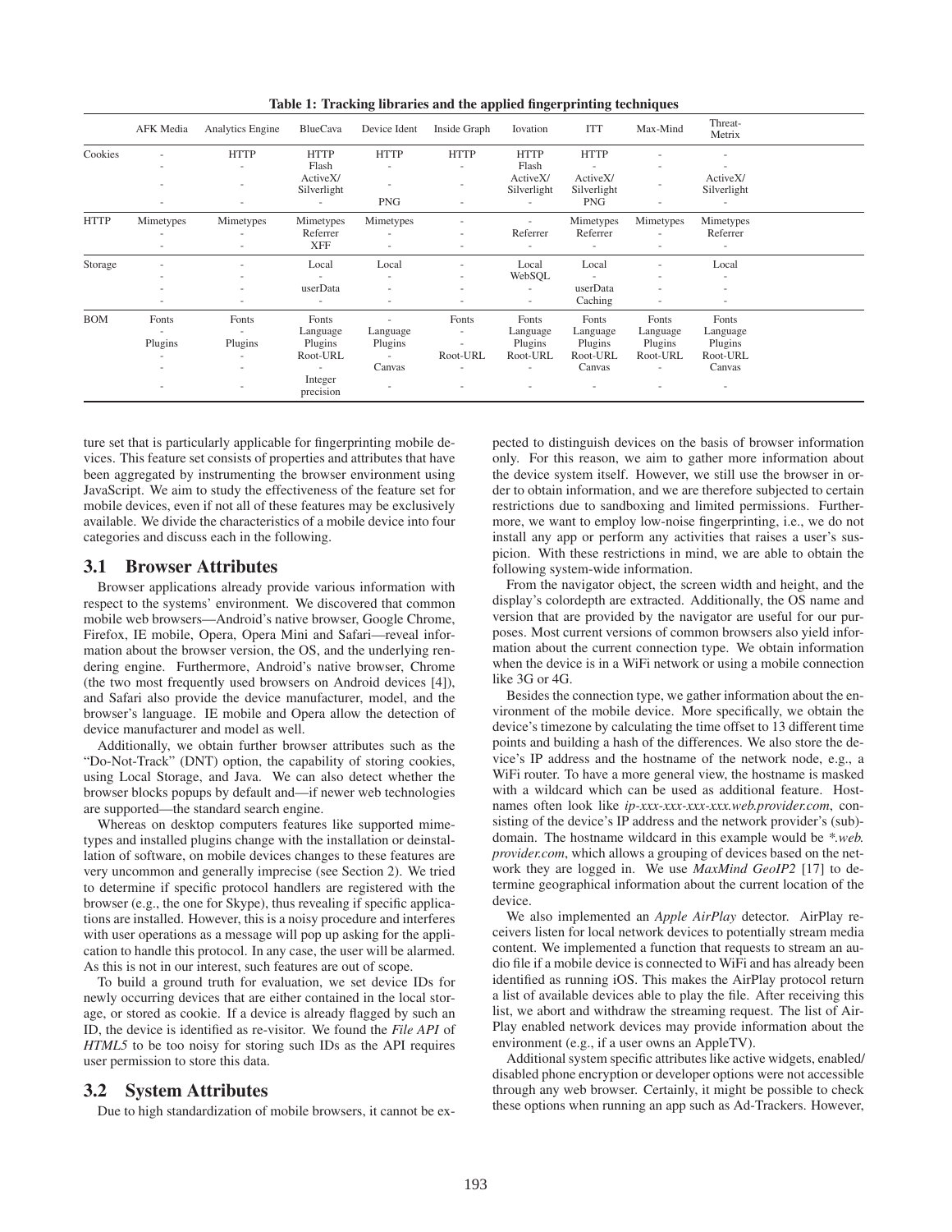**Table 1: Tracking libraries and the applied fingerprinting techniques**

| | AFK Media | Analytics Engine | BlueCava | Device Ident | Inside Graph | Iovation | ITT | Max-Mind | Threat-Metrix |
|---|---|---|---|---|---|---|---|---|---|
| Cookies | - | HTTP | HTTP | HTTP | HTTP | HTTP | HTTP | - | - |
| | - | - | Flash | - | - | Flash | - | - | - |
| | - | - | ActiveX/ Silverlight | - | - | ActiveX/ Silverlight | ActiveX/ Silverlight | - | ActiveX/ Silverlight |
| | - | - | - | PNG | - | - | PNG | - | - |
| HTTP | Mimetypes | Mimetypes | Mimetypes | Mimetypes | - | - | Mimetypes | Mimetypes | Mimetypes |
| | - | - | Referrer | - | - | Referrer | Referrer | - | Referrer |
| | - | - | XFF | - | - | - | - | - | - |
| Storage | - | - | Local | Local | - | Local | Local | - | Local |
| | - | - | - | - | - | WebSQL | - | - | - |
| | - | - | userData | - | - | - | userData | - | - |
| | - | - | - | - | - | - | Caching | - | - |
| BOM | Fonts | Fonts | Fonts | - | Fonts | Fonts | Fonts | Fonts | Fonts |
| | - | - | Language | Language | - | Language | Language | Language | Language |
| | Plugins | Plugins | Plugins | Plugins | - | Plugins | Plugins | Plugins | Plugins |
| | - | - | Root-URL | - | Root-URL | Root-URL | Root-URL | Root-URL | Root-URL |
| | - | - | - | Canvas | - | - | Canvas | - | Canvas |
| | - | - | Integer precision | - | - | - | - | - | - |

ture set that is particularly applicable for fingerprinting mobile devices. This feature set consists of properties and attributes that have been aggregated by instrumenting the browser environment using JavaScript. We aim to study the effectiveness of the feature set for mobile devices, even if not all of these features may be exclusively available. We divide the characteristics of a mobile device into four categories and discuss each in the following.

## 3.1 Browser Attributes

Browser applications already provide various information with respect to the systems' environment. We discovered that common mobile web browsers—Android's native browser, Google Chrome, Firefox, IE mobile, Opera, Opera Mini and Safari—reveal information about the browser version, the OS, and the underlying rendering engine. Furthermore, Android's native browser, Chrome (the two most frequently used browsers on Android devices [4]), and Safari also provide the device manufacturer, model, and the browser's language. IE mobile and Opera allow the detection of device manufacturer and model as well.

Additionally, we obtain further browser attributes such as the "Do-Not-Track" (DNT) option, the capability of storing cookies, using Local Storage, and Java. We can also detect whether the browser blocks popups by default and—if newer web technologies are supported—the standard search engine.

Whereas on desktop computers features like supported mimetypes and installed plugins change with the installation or deinstallation of software, on mobile devices changes to these features are very uncommon and generally imprecise (see Section 2). We tried to determine if specific protocol handlers are registered with the browser (e.g., the one for Skype), thus revealing if specific applications are installed. However, this is a noisy procedure and interferes with user operations as a message will pop up asking for the application to handle this protocol. In any case, the user will be alarmed. As this is not in our interest, such features are out of scope.

To build a ground truth for evaluation, we set device IDs for newly occurring devices that are either contained in the local storage, or stored as cookie. If a device is already flagged by such an ID, the device is identified as re-visitor. We found the *File API* of *HTML5* to be too noisy for storing such IDs as the API requires user permission to store this data.

## 3.2 System Attributes

Due to high standardization of mobile browsers, it cannot be expected to distinguish devices on the basis of browser information only. For this reason, we aim to gather more information about the device system itself. However, we still use the browser in order to obtain information, and we are therefore subjected to certain restrictions due to sandboxing and limited permissions. Furthermore, we want to employ low-noise fingerprinting, i.e., we do not install any app or perform any activities that raises a user's suspicion. With these restrictions in mind, we are able to obtain the following system-wide information.

From the navigator object, the screen width and height, and the display's colordepth are extracted. Additionally, the OS name and version that are provided by the navigator are useful for our purposes. Most current versions of common browsers also yield information about the current connection type. We obtain information when the device is in a WiFi network or using a mobile connection like 3G or 4G.

Besides the connection type, we gather information about the environment of the mobile device. More specifically, we obtain the device's timezone by calculating the time offset to 13 different time points and building a hash of the differences. We also store the device's IP address and the hostname of the network node, e.g., a WiFi router. To have a more general view, the hostname is masked with a wildcard which can be used as additional feature. Hostnames often look like *ip-xxx-xxx-xxx-xxx.web.provider.com*, consisting of the device's IP address and the network provider's (sub)-domain. The hostname wildcard in this example would be *\*.web.provider.com*, which allows a grouping of devices based on the network they are logged in. We use *MaxMind GeoIP2* [17] to determine geographical information about the current location of the device.

We also implemented an *Apple AirPlay* detector. AirPlay receivers listen for local network devices to potentially stream media content. We implemented a function that requests to stream an audio file if a mobile device is connected to WiFi and has already been identified as running iOS. This makes the AirPlay protocol return a list of available devices able to play the file. After receiving this list, we abort and withdraw the streaming request. The list of AirPlay enabled network devices may provide information about the environment (e.g., if a user owns an AppleTV).

Additional system specific attributes like active widgets, enabled/disabled phone encryption or developer options were not accessible through any web browser. Certainly, it might be possible to check these options when running an app such as Ad-Trackers. However,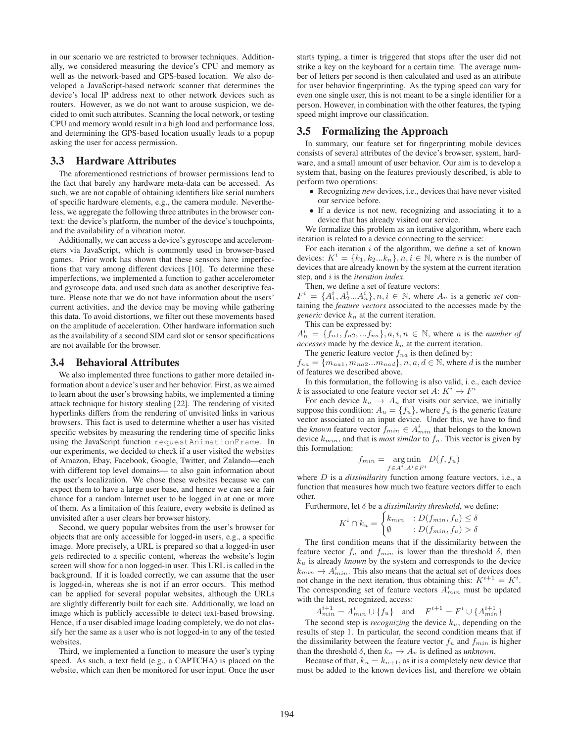in our scenario we are restricted to browser techniques. Additionally, we considered measuring the device's CPU and memory as well as the network-based and GPS-based location. We also developed a JavaScript-based network scanner that determines the device's local IP address next to other network devices such as routers. However, as we do not want to arouse suspicion, we decided to omit such attributes. Scanning the local network, or testing CPU and memory would result in a high load and performance loss, and determining the GPS-based location usually leads to a popup asking the user for access permission.

### 3.3 Hardware Attributes

The aforementioned restrictions of browser permissions lead to the fact that barely any hardware meta-data can be accessed. As such, we are not capable of obtaining identifiers like serial numbers of specific hardware elements, e.g., the camera module. Nevertheless, we aggregate the following three attributes in the browser context: the device's platform, the number of the device's touchpoints, and the availability of a vibration motor.

Additionally, we can access a device's gyroscope and accelerometers via JavaScript, which is commonly used in browser-based games. Prior work has shown that these sensors have imperfections that vary among different devices [10]. To determine these imperfections, we implemented a function to gather accelerometer and gyroscope data, and used such data as another descriptive feature. Please note that we do not have information about the users' current activities, and the device may be moving while gathering this data. To avoid distortions, we filter out these movements based on the amplitude of acceleration. Other hardware information such as the availability of a second SIM card slot or sensor specifications are not available for the browser.

### 3.4 Behavioral Attributes

We also implemented three functions to gather more detailed information about a device's user and her behavior. First, as we aimed to learn about the user's browsing habits, we implemented a timing attack technique for history stealing [22]. The rendering of visited hyperlinks differs from the rendering of unvisited links in various browsers. This fact is used to determine whether a user has visited specific websites by measuring the rendering time of specific links using the JavaScript function `requestAnimationFrame`. In our experiments, we decided to check if a user visited the websites of Amazon, Ebay, Facebook, Google, Twitter, and Zalando—each with different top level domains— to also gain information about the user's localization. We chose these websites because we can expect them to have a large user base, and hence we can see a fair chance for a random Internet user to be logged in at one or more of them. As a limitation of this feature, every website is defined as unvisited after a user clears her browser history.

Second, we query popular websites from the user's browser for objects that are only accessible for logged-in users, e.g., a specific image. More precisely, a URL is prepared so that a logged-in user gets redirected to a specific content, whereas the website's login screen will show for a non logged-in user. This URL is called in the background. If it is loaded correctly, we can assume that the user is logged-in, whereas she is not if an error occurs. This method can be applied for several popular websites, although the URLs are slightly differently built for each site. Additionally, we load an image which is publicly accessible to detect text-based browsing. Hence, if a user disabled image loading completely, we do not classify her the same as a user who is not logged-in to any of the tested websites.

Third, we implemented a function to measure the user's typing speed. As such, a text field (e.g., a CAPTCHA) is placed on the website, which can then be monitored for user input. Once the user starts typing, a timer is triggered that stops after the user did not strike a key on the keyboard for a certain time. The average number of letters per second is then calculated and used as an attribute for user behavior fingerprinting. As the typing speed can vary for even one single user, this is not meant to be a single identifier for a person. However, in combination with the other features, the typing speed might improve our classification.

### 3.5 Formalizing the Approach

In summary, our feature set for fingerprinting mobile devices consists of several attributes of the device's browser, system, hardware, and a small amount of user behavior. Our aim is to develop a system that, basing on the features previously described, is able to perform two operations:

- Recognizing *new* devices, i.e., devices that have never visited our service before.
- If a device is not new, recognizing and associating it to a device that has already visited our service.

We formalize this problem as an iterative algorithm, where each iteration is related to a device connecting to the service:

For each iteration $i$ of the algorithm, we define a set of known devices: $K^i = \{k_1, k_2 ... k_n\}, n, i \in \mathbb{N}$, where $n$ is the number of devices that are already known by the system at the current iteration step, and $i$ is the *iteration index*.

Then, we define a set of feature vectors:
$F^i = \{A_1^i, A_2^i ... A_n^i\}, n, i \in \mathbb{N}$, where $A_n$ is a generic *set* containing the *feature vectors* associated to the accesses made by the *generic* device $k_n$ at the current iteration.

This can be expressed by:
$A_n^i = \{f_{n1}, f_{n2}, ... f_{na}\}, a, i, n \in \mathbb{N}$, where $a$ is the *number of accesses* made by the device $k_n$ at the current iteration.

The generic feature vector $f_{na}$ is then defined by:
$f_{na} = \{m_{na1}, m_{na2} ... m_{nad}\}, n, a, d \in \mathbb{N}$, where $d$ is the number of features we described above.

In this formulation, the following is also valid, i. e., each device $k$ is associated to one feature vector set $A$: $K^i \rightarrow F^i$

For each device $k_u \rightarrow A_u$ that visits our service, we initially suppose this condition: $A_u = \{f_u\}$, where $f_u$ is the generic feature vector associated to an input device. Under this, we have to find the *known* feature vector $f_{min} \in A_{min}^i$ that belongs to the known device $k_{min}$, and that is *most similar* to $f_u$. This vector is given by this formulation:

$$f_{min} = \underset{f \in A^i, A^i \in F^i}{\arg\min} D(f, f_u)$$

where $D$ is a *dissimilarity* function among feature vectors, i.e., a function that measures how much two feature vectors differ to each other.

Furthermore, let $\delta$ be a *dissimilarity threshold*, we define:

$$K^i \cap k_u = \begin{cases} k_{min} & : D(f_{min}, f_u) \leq \delta \\ \emptyset & : D(f_{min}, f_u) > \delta \end{cases}$$

The first condition means that if the dissimilarity between the feature vector $f_u$ and $f_{min}$ is lower than the threshold $\delta$, then $k_u$ is already *known* by the system and corresponds to the device $k_{min} \rightarrow A_{min}^i$. This also means that the actual set of devices does not change in the next iteration, thus obtaining this: $K^{i+1} = K^i$. The corresponding set of feature vectors $A_{min}^i$ must be updated with the latest, recognized, access:

$$A_{min}^{i+1} = A_{min}^i \cup \{f_u\} \quad \text{and} \quad F^{i+1} = F^i \cup \{A_{min}^{i+1}\}$$

The second step is *recognizing* the device $k_u$, depending on the results of step 1. In particular, the second condition means that if the dissimilarity between the feature vector $f_u$ and $f_{min}$ is higher than the threshold $\delta$, then $k_u \rightarrow A_u$ is defined as *unknown*.

Because of that, $k_u = k_{n+1}$, as it is a completely new device that must be added to the known devices list, and therefore we obtain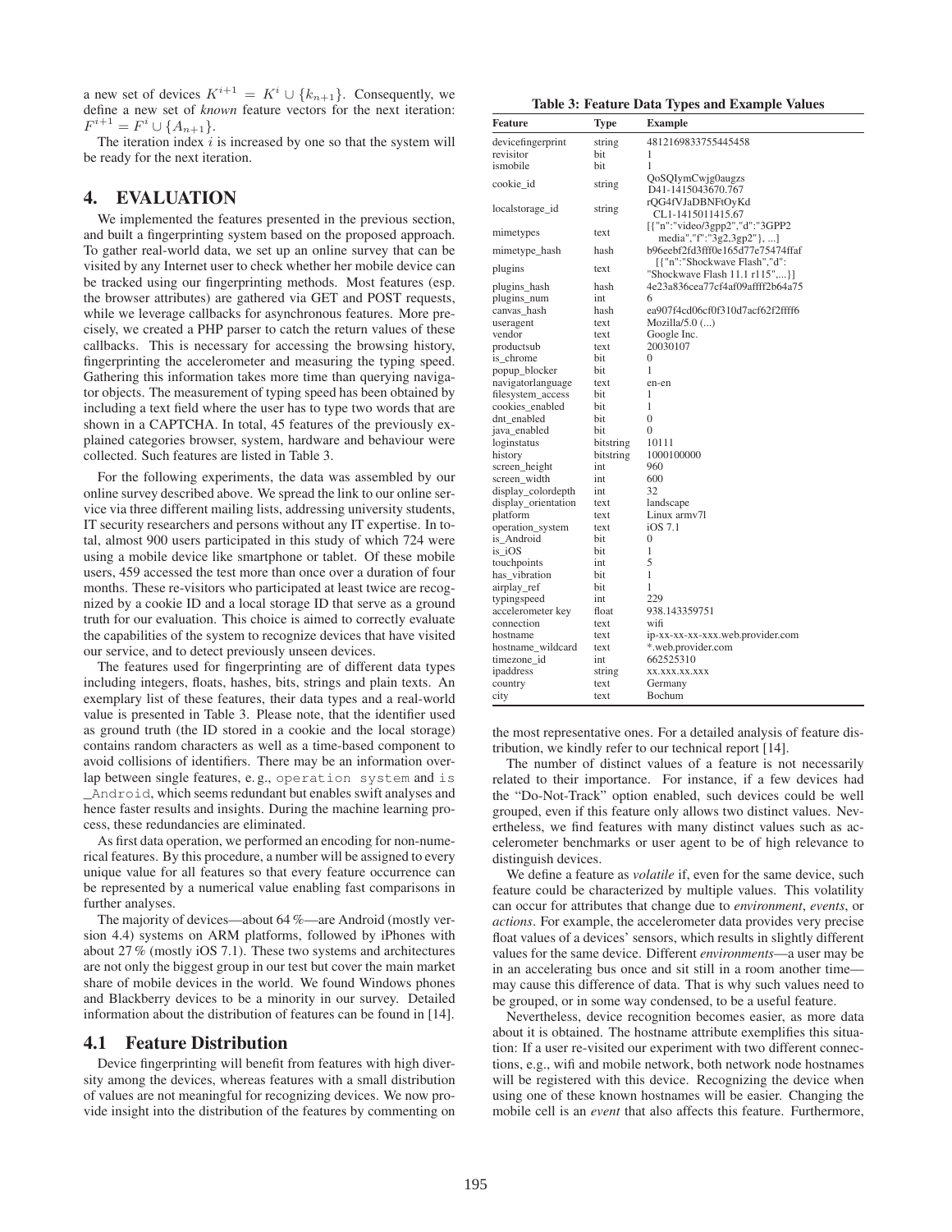a new set of devices $K^{i+1} = K^i \cup \{k_{n+1}\}$. Consequently, we define a new set of *known* feature vectors for the next iteration: $F^{i+1} = F^i \cup \{A_{n+1}\}$.

The iteration index $i$ is increased by one so that the system will be ready for the next iteration.

# 4. EVALUATION

We implemented the features presented in the previous section, and built a fingerprinting system based on the proposed approach. To gather real-world data, we set up an online survey that can be visited by any Internet user to check whether her mobile device can be tracked using our fingerprinting methods. Most features (esp. the browser attributes) are gathered via GET and POST requests, while we leverage callbacks for asynchronous features. More precisely, we created a PHP parser to catch the return values of these callbacks. This is necessary for accessing the browsing history, fingerprinting the accelerometer and measuring the typing speed. Gathering this information takes more time than querying navigator objects. The measurement of typing speed has been obtained by including a text field where the user has to type two words that are shown in a CAPTCHA. In total, 45 features of the previously explained categories browser, system, hardware and behaviour were collected. Such features are listed in Table 3.

For the following experiments, the data was assembled by our online survey described above. We spread the link to our online service via three different mailing lists, addressing university students, IT security researchers and persons without any IT expertise. In total, almost 900 users participated in this study of which 724 were using a mobile device like smartphone or tablet. Of these mobile users, 459 accessed the test more than once over a duration of four months. These re-visitors who participated at least twice are recognized by a cookie ID and a local storage ID that serve as a ground truth for our evaluation. This choice is aimed to correctly evaluate the capabilities of the system to recognize devices that have visited our service, and to detect previously unseen devices.

The features used for fingerprinting are of different data types including integers, floats, hashes, bits, strings and plain texts. An exemplary list of these features, their data types and a real-world value is presented in Table 3. Please note, that the identifier used as ground truth (the ID stored in a cookie and the local storage) contains random characters as well as a time-based component to avoid collisions of identifiers. There may be an information overlap between single features, e. g., `operation system` and `is_Android`, which seems redundant but enables swift analyses and hence faster results and insights. During the machine learning process, these redundancies are eliminated.

As first data operation, we performed an encoding for non-numerical features. By this procedure, a number will be assigned to every unique value for all features so that every feature occurrence can be represented by a numerical value enabling fast comparisons in further analyses.

The majority of devices—about 64 %—are Android (mostly version 4.4) systems on ARM platforms, followed by iPhones with about 27 % (mostly iOS 7.1). These two systems and architectures are not only the biggest group in our test but cover the main market share of mobile devices in the world. We found Windows phones and Blackberry devices to be a minority in our survey. Detailed information about the distribution of features can be found in [14].

## 4.1 Feature Distribution

Device fingerprinting will benefit from features with high diversity among the devices, whereas features with a small distribution of values are not meaningful for recognizing devices. We now provide insight into the distribution of the features by commenting on the most representative ones. For a detailed analysis of feature distribution, we kindly refer to our technical report [14].

**Table 3: Feature Data Types and Example Values**

| Feature | Type | Example |
|---|---|---|
| devicefingerprint | string | 4812169833755445458 |
| revisitor | bit | 1 |
| ismobile | bit | 1 |
| cookie_id | string | QoSQIymCwjg0augzs D41-1415043670.767 |
| localstorage_id | string | rQG4fVJaDBNFtOyKd CL1-1415011415.67 |
| mimetypes | text | [{"n":"video/3gpp2","d":"3GPP2 media","f":"3g2,3gp2"}, ...] |
| mimetype_hash | hash | b96eebf2fd3fff0e165d77e75474ffaf |
| plugins | text | [{"n":"Shockwave Flash","d": "Shockwave Flash 11.1 r115",...}] |
| plugins_hash | hash | 4e23a836cea77cf4af09affff2b64a75 |
| plugins_num | int | 6 |
| canvas_hash | hash | ea907f4cd06cf0f310d7acf62f2ffff6 |
| useragent | text | Mozilla/5.0 (...) |
| vendor | text | Google Inc. |
| productsub | text | 20030107 |
| is_chrome | bit | 0 |
| popup_blocker | bit | 1 |
| navigatorlanguage | text | en-en |
| filesystem_access | bit | 1 |
| cookies_enabled | bit | 1 |
| dnt_enabled | bit | 0 |
| java_enabled | bit | 0 |
| loginstatus | bitstring | 10111 |
| history | bitstring | 1000100000 |
| screen_height | int | 960 |
| screen_width | int | 600 |
| display_colordepth | int | 32 |
| display_orientation | text | landscape |
| platform | text | Linux armv7l |
| operation_system | text | iOS 7.1 |
| is_Android | bit | 0 |
| is_iOS | bit | 1 |
| touchpoints | int | 5 |
| has_vibration | bit | 1 |
| airplay_ref | bit | 1 |
| typingspeed | int | 229 |
| accelerometer key | float | 938.143359751 |
| connection | text | wifi |
| hostname | text | ip-xx-xx-xx-xxx.web.provider.com |
| hostname_wildcard | text | *.web.provider.com |
| timezone_id | int | 662525310 |
| ipaddress | string | xx.xxx.xx.xxx |
| country | text | Germany |
| city | text | Bochum |

The number of distinct values of a feature is not necessarily related to their importance. For instance, if a few devices had the "Do-Not-Track" option enabled, such devices could be well grouped, even if this feature only allows two distinct values. Nevertheless, we find features with many distinct values such as accelerometer benchmarks or user agent to be of high relevance to distinguish devices.

We define a feature as *volatile* if, even for the same device, such feature could be characterized by multiple values. This volatility can occur for attributes that change due to *environment*, *events*, or *actions*. For example, the accelerometer data provides very precise float values of a devices' sensors, which results in slightly different values for the same device. Different *environments*—a user may be in an accelerating bus once and sit still in a room another time—may cause this difference of data. That is why such values need to be grouped, or in some way condensed, to be a useful feature.

Nevertheless, device recognition becomes easier, as more data about it is obtained. The hostname attribute exemplifies this situation: If a user re-visited our experiment with two different connections, e.g., wifi and mobile network, both network node hostnames will be registered with this device. Recognizing the device when using one of these known hostnames will be easier. Changing the mobile cell is an *event* that also affects this feature. Furthermore,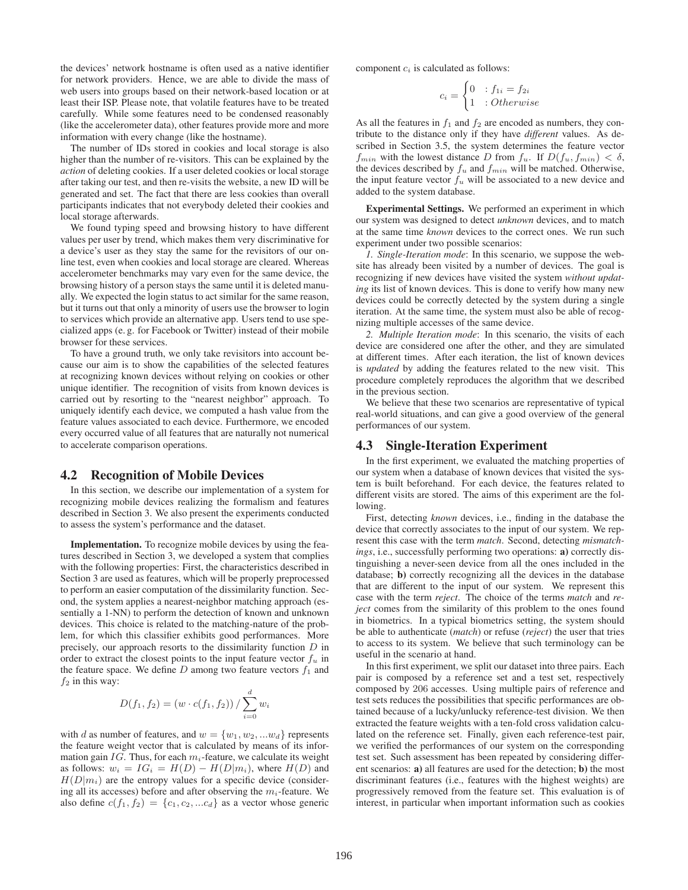the devices' network hostname is often used as a native identifier for network providers. Hence, we are able to divide the mass of web users into groups based on their network-based location or at least their ISP. Please note, that volatile features have to be treated carefully. While some features need to be condensed reasonably (like the accelerometer data), other features provide more and more information with every change (like the hostname).

The number of IDs stored in cookies and local storage is also higher than the number of re-visitors. This can be explained by the *action* of deleting cookies. If a user deleted cookies or local storage after taking our test, and then re-visits the website, a new ID will be generated and set. The fact that there are less cookies than overall participants indicates that not everybody deleted their cookies and local storage afterwards.

We found typing speed and browsing history to have different values per user by trend, which makes them very discriminative for a device's user as they stay the same for the revisitors of our online test, even when cookies and local storage are cleared. Whereas accelerometer benchmarks may vary even for the same device, the browsing history of a person stays the same until it is deleted manually. We expected the login status to act similar for the same reason, but it turns out that only a minority of users use the browser to login to services which provide an alternative app. Users tend to use specialized apps (e. g. for Facebook or Twitter) instead of their mobile browser for these services.

To have a ground truth, we only take revisitors into account because our aim is to show the capabilities of the selected features at recognizing known devices without relying on cookies or other unique identifier. The recognition of visits from known devices is carried out by resorting to the "nearest neighbor" approach. To uniquely identify each device, we computed a hash value from the feature values associated to each device. Furthermore, we encoded every occurred value of all features that are naturally not numerical to accelerate comparison operations.

## 4.2 Recognition of Mobile Devices

In this section, we describe our implementation of a system for recognizing mobile devices realizing the formalism and features described in Section 3. We also present the experiments conducted to assess the system's performance and the dataset.

**Implementation.** To recognize mobile devices by using the features described in Section 3, we developed a system that complies with the following properties: First, the characteristics described in Section 3 are used as features, which will be properly preprocessed to perform an easier computation of the dissimilarity function. Second, the system applies a nearest-neighbor matching approach (essentially a 1-NN) to perform the detection of known and unknown devices. This choice is related to the matching-nature of the problem, for which this classifier exhibits good performances. More precisely, our approach resorts to the dissimilarity function $D$ in order to extract the closest points to the input feature vector $f_u$ in the feature space. We define $D$ among two feature vectors $f_1$ and $f_2$ in this way:

$$D(f_1, f_2) = (w \cdot c(f_1, f_2)) \,/ \sum_{i=0}^{d} w_i$$

with $d$ as number of features, and $w = \{w_1, w_2, ...w_d\}$ represents the feature weight vector that is calculated by means of its information gain $IG$. Thus, for each $m_i$-feature, we calculate its weight as follows: $w_i = IG_i = H(D) - H(D|m_i)$, where $H(D)$ and $H(D|m_i)$ are the entropy values for a specific device (considering all its accesses) before and after observing the $m_i$-feature. We also define $c(f_1, f_2) = \{c_1, c_2, ...c_d\}$ as a vector whose generic component $c_i$ is calculated as follows:

$$c_i = \begin{cases} 0 & : f_{1i} = f_{2i} \\ 1 & : Otherwise \end{cases}$$

As all the features in $f_1$ and $f_2$ are encoded as numbers, they contribute to the distance only if they have *different* values. As described in Section 3.5, the system determines the feature vector $f_{min}$ with the lowest distance $D$ from $f_u$. If $D(f_u, f_{min}) < \delta$, the devices described by $f_u$ and $f_{min}$ will be matched. Otherwise, the input feature vector $f_u$ will be associated to a new device and added to the system database.

**Experimental Settings.** We performed an experiment in which our system was designed to detect *unknown* devices, and to match at the same time *known* devices to the correct ones. We run such experiment under two possible scenarios:

*1. Single-Iteration mode*: In this scenario, we suppose the website has already been visited by a number of devices. The goal is recognizing if new devices have visited the system *without updating* its list of known devices. This is done to verify how many new devices could be correctly detected by the system during a single iteration. At the same time, the system must also be able of recognizing multiple accesses of the same device.

*2. Multiple Iteration mode*: In this scenario, the visits of each device are considered one after the other, and they are simulated at different times. After each iteration, the list of known devices is *updated* by adding the features related to the new visit. This procedure completely reproduces the algorithm that we described in the previous section.

We believe that these two scenarios are representative of typical real-world situations, and can give a good overview of the general performances of our system.

## 4.3 Single-Iteration Experiment

In the first experiment, we evaluated the matching properties of our system when a database of known devices that visited the system is built beforehand. For each device, the features related to different visits are stored. The aims of this experiment are the following.

First, detecting *known* devices, i.e., finding in the database the device that correctly associates to the input of our system. We represent this case with the term *match*. Second, detecting *mismatchings*, i.e., successfully performing two operations: **a)** correctly distinguishing a never-seen device from all the ones included in the database; **b)** correctly recognizing all the devices in the database that are different to the input of our system. We represent this case with the term *reject*. The choice of the terms *match* and *reject* comes from the similarity of this problem to the ones found in biometrics. In a typical biometrics setting, the system should be able to authenticate (*match*) or refuse (*reject*) the user that tries to access to its system. We believe that such terminology can be useful in the scenario at hand.

In this first experiment, we split our dataset into three pairs. Each pair is composed by a reference set and a test set, respectively composed by 206 accesses. Using multiple pairs of reference and test sets reduces the possibilities that specific performances are obtained because of a lucky/unlucky reference-test division. We then extracted the feature weights with a ten-fold cross validation calculated on the reference set. Finally, given each reference-test pair, we verified the performances of our system on the corresponding test set. Such assessment has been repeated by considering different scenarios: **a)** all features are used for the detection; **b)** the most discriminant features (i.e., features with the highest weights) are progressively removed from the feature set. This evaluation is of interest, in particular when important information such as cookies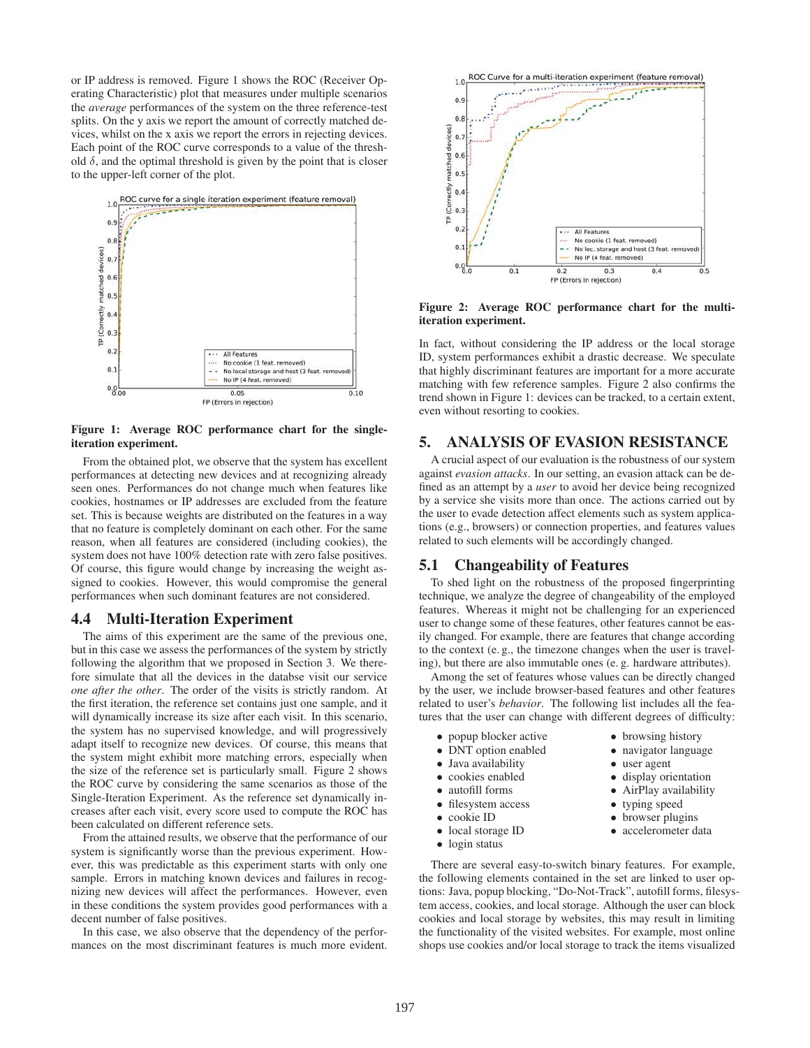or IP address is removed. Figure 1 shows the ROC (Receiver Operating Characteristic) plot that measures under multiple scenarios the *average* performances of the system on the three reference-test splits. On the y axis we report the amount of correctly matched devices, whilst on the x axis we report the errors in rejecting devices. Each point of the ROC curve corresponds to a value of the threshold $\delta$, and the optimal threshold is given by the point that is closer to the upper-left corner of the plot.

**Figure 1: Average ROC performance chart for the single-iteration experiment.**

From the obtained plot, we observe that the system has excellent performances at detecting new devices and at recognizing already seen ones. Performances do not change much when features like cookies, hostnames or IP addresses are excluded from the feature set. This is because weights are distributed on the features in a way that no feature is completely dominant on each other. For the same reason, when all features are considered (including cookies), the system does not have 100% detection rate with zero false positives. Of course, this figure would change by increasing the weight assigned to cookies. However, this would compromise the general performances when such dominant features are not considered.

## 4.4 Multi-Iteration Experiment

The aims of this experiment are the same of the previous one, but in this case we assess the performances of the system by strictly following the algorithm that we proposed in Section 3. We therefore simulate that all the devices in the databse visit our service *one after the other*. The order of the visits is strictly random. At the first iteration, the reference set contains just one sample, and it will dynamically increase its size after each visit. In this scenario, the system has no supervised knowledge, and will progressively adapt itself to recognize new devices. Of course, this means that the system might exhibit more matching errors, especially when the size of the reference set is particularly small. Figure 2 shows the ROC curve by considering the same scenarios as those of the Single-Iteration Experiment. As the reference set dynamically increases after each visit, every score used to compute the ROC has been calculated on different reference sets.

From the attained results, we observe that the performance of our system is significantly worse than the previous experiment. However, this was predictable as this experiment starts with only one sample. Errors in matching known devices and failures in recognizing new devices will affect the performances. However, even in these conditions the system provides good performances with a decent number of false positives.

In this case, we also observe that the dependency of the performances on the most discriminant features is much more evident.

**Figure 2: Average ROC performance chart for the multi-iteration experiment.**

In fact, without considering the IP address or the local storage ID, system performances exhibit a drastic decrease. We speculate that highly discriminant features are important for a more accurate matching with few reference samples. Figure 2 also confirms the trend shown in Figure 1: devices can be tracked, to a certain extent, even without resorting to cookies.

# 5. ANALYSIS OF EVASION RESISTANCE

A crucial aspect of our evaluation is the robustness of our system against *evasion attacks*. In our setting, an evasion attack can be defined as an attempt by a *user* to avoid her device being recognized by a service she visits more than once. The actions carried out by the user to evade detection affect elements such as system applications (e.g., browsers) or connection properties, and features values related to such elements will be accordingly changed.

## 5.1 Changeability of Features

To shed light on the robustness of the proposed fingerprinting technique, we analyze the degree of changeability of the employed features. Whereas it might not be challenging for an experienced user to change some of these features, other features cannot be easily changed. For example, there are features that change according to the context (e. g., the timezone changes when the user is traveling), but there are also immutable ones (e. g. hardware attributes).

Among the set of features whose values can be directly changed by the user, we include browser-based features and other features related to user's *behavior*. The following list includes all the features that the user can change with different degrees of difficulty:

- popup blocker active
- DNT option enabled
- Java availability
- cookies enabled
- autofill forms
- filesystem access
- cookie ID
- local storage ID
- login status
- browsing history
- navigator language
- user agent
- display orientation
- AirPlay availability
- typing speed
- browser plugins
- accelerometer data

There are several easy-to-switch binary features. For example, the following elements contained in the set are linked to user options: Java, popup blocking, "Do-Not-Track", autofill forms, filesystem access, cookies, and local storage. Although the user can block cookies and local storage by websites, this may result in limiting the functionality of the visited websites. For example, most online shops use cookies and/or local storage to track the items visualized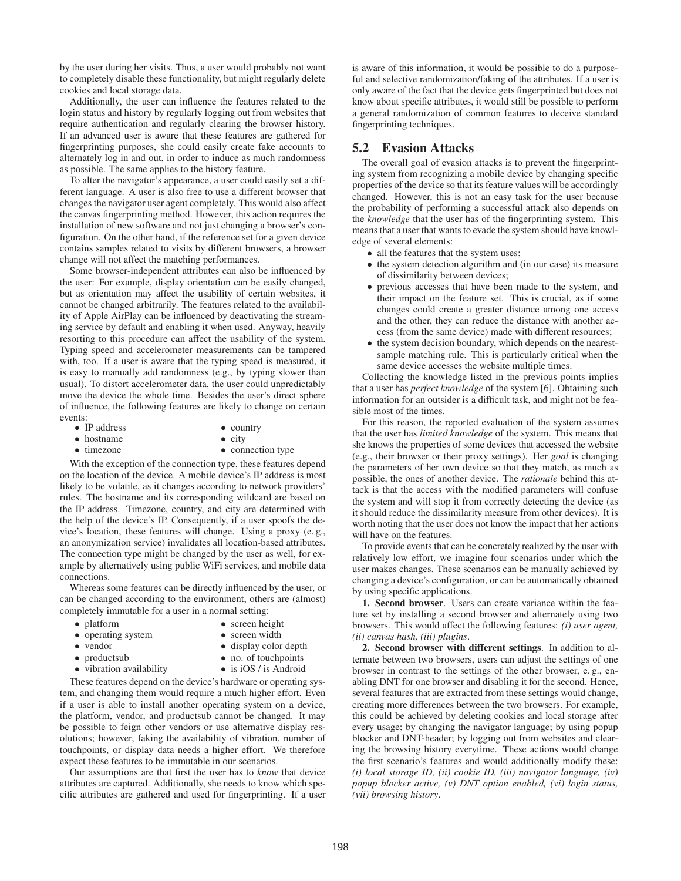by the user during her visits. Thus, a user would probably not want to completely disable these functionality, but might regularly delete cookies and local storage data.

Additionally, the user can influence the features related to the login status and history by regularly logging out from websites that require authentication and regularly clearing the browser history. If an advanced user is aware that these features are gathered for fingerprinting purposes, she could easily create fake accounts to alternately log in and out, in order to induce as much randomness as possible. The same applies to the history feature.

To alter the navigator's appearance, a user could easily set a different language. A user is also free to use a different browser that changes the navigator user agent completely. This would also affect the canvas fingerprinting method. However, this action requires the installation of new software and not just changing a browser's configuration. On the other hand, if the reference set for a given device contains samples related to visits by different browsers, a browser change will not affect the matching performances.

Some browser-independent attributes can also be influenced by the user: For example, display orientation can be easily changed, but as orientation may affect the usability of certain websites, it cannot be changed arbitrarily. The features related to the availability of Apple AirPlay can be influenced by deactivating the streaming service by default and enabling it when used. Anyway, heavily resorting to this procedure can affect the usability of the system. Typing speed and accelerometer measurements can be tampered with, too. If a user is aware that the typing speed is measured, it is easy to manually add randomness (e.g., by typing slower than usual). To distort accelerometer data, the user could unpredictably move the device the whole time. Besides the user's direct sphere of influence, the following features are likely to change on certain events:

- IP address
- hostname
- timezone
- country
- city
- connection type

With the exception of the connection type, these features depend on the location of the device. A mobile device's IP address is most likely to be volatile, as it changes according to network providers' rules. The hostname and its corresponding wildcard are based on the IP address. Timezone, country, and city are determined with the help of the device's IP. Consequently, if a user spoofs the device's location, these features will change. Using a proxy (e. g., an anonymization service) invalidates all location-based attributes. The connection type might be changed by the user as well, for example by alternatively using public WiFi services, and mobile data connections.

Whereas some features can be directly influenced by the user, or can be changed according to the environment, others are (almost) completely immutable for a user in a normal setting:

- platform
- operating system
- vendor
- productsub
- vibration availability
- screen height
- screen width
- display color depth
- no. of touchpoints
- is iOS / is Android

These features depend on the device's hardware or operating system, and changing them would require a much higher effort. Even if a user is able to install another operating system on a device, the platform, vendor, and productsub cannot be changed. It may be possible to feign other vendors or use alternative display resolutions; however, faking the availability of vibration, number of touchpoints, or display data needs a higher effort. We therefore expect these features to be immutable in our scenarios.

Our assumptions are that first the user has to *know* that device attributes are captured. Additionally, she needs to know which specific attributes are gathered and used for fingerprinting. If a user is aware of this information, it would be possible to do a purposeful and selective randomization/faking of the attributes. If a user is only aware of the fact that the device gets fingerprinted but does not know about specific attributes, it would still be possible to perform a general randomization of common features to deceive standard fingerprinting techniques.

## 5.2 Evasion Attacks

The overall goal of evasion attacks is to prevent the fingerprinting system from recognizing a mobile device by changing specific properties of the device so that its feature values will be accordingly changed. However, this is not an easy task for the user because the probability of performing a successful attack also depends on the *knowledge* that the user has of the fingerprinting system. This means that a user that wants to evade the system should have knowledge of several elements:

- all the features that the system uses;
- the system detection algorithm and (in our case) its measure of dissimilarity between devices;
- previous accesses that have been made to the system, and their impact on the feature set. This is crucial, as if some changes could create a greater distance among one access and the other, they can reduce the distance with another access (from the same device) made with different resources;
- the system decision boundary, which depends on the nearest-sample matching rule. This is particularly critical when the same device accesses the website multiple times.

Collecting the knowledge listed in the previous points implies that a user has *perfect knowledge* of the system [6]. Obtaining such information for an outsider is a difficult task, and might not be feasible most of the times.

For this reason, the reported evaluation of the system assumes that the user has *limited knowledge* of the system. This means that she knows the properties of some devices that accessed the website (e.g., their browser or their proxy settings). Her *goal* is changing the parameters of her own device so that they match, as much as possible, the ones of another device. The *rationale* behind this attack is that the access with the modified parameters will confuse the system and will stop it from correctly detecting the device (as it should reduce the dissimilarity measure from other devices). It is worth noting that the user does not know the impact that her actions will have on the features.

To provide events that can be concretely realized by the user with relatively low effort, we imagine four scenarios under which the user makes changes. These scenarios can be manually achieved by changing a device's configuration, or can be automatically obtained by using specific applications.

**1. Second browser**. Users can create variance within the feature set by installing a second browser and alternately using two browsers. This would affect the following features: *(i) user agent, (ii) canvas hash, (iii) plugins*.

**2. Second browser with different settings**. In addition to alternate between two browsers, users can adjust the settings of one browser in contrast to the settings of the other browser, e. g., enabling DNT for one browser and disabling it for the second. Hence, several features that are extracted from these settings would change, creating more differences between the two browsers. For example, this could be achieved by deleting cookies and local storage after every usage; by changing the navigator language; by using popup blocker and DNT-header; by logging out from websites and clearing the browsing history everytime. These actions would change the first scenario's features and would additionally modify these: *(i) local storage ID, (ii) cookie ID, (iii) navigator language, (iv) popup blocker active, (v) DNT option enabled, (vi) login status, (vii) browsing history*.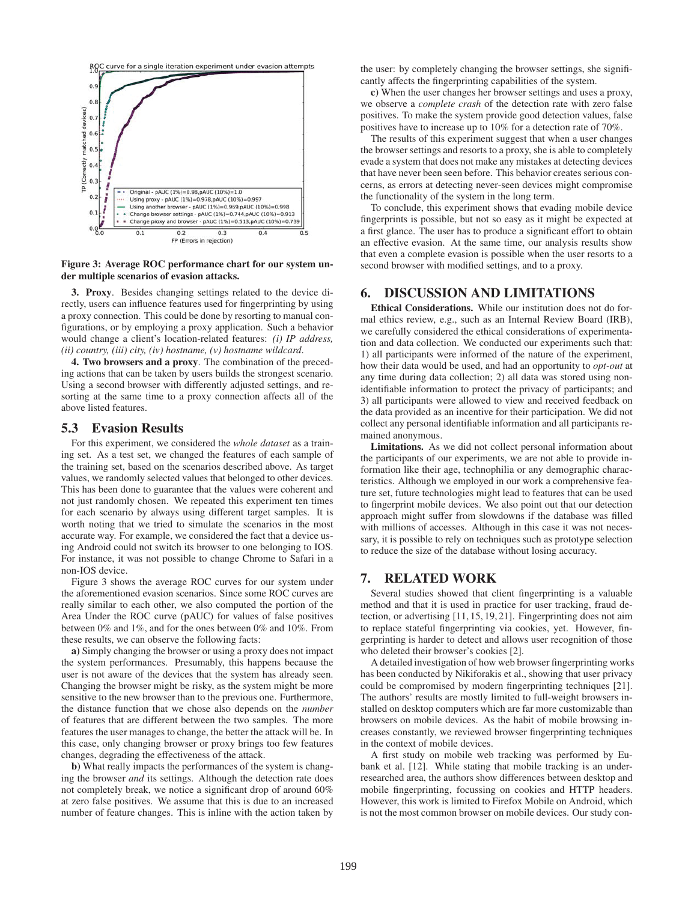ROC curve for a single iteration experiment under evasion attempts

TP (Correctly matched devices)

FP (Errors in rejection)

Original - pAUC (1%)=0.98,pAUC (10%)=1.0
Using proxy - pAUC (1%)=0.978,pAUC (10%)=0.997
Using another browser - pAUC (1%)=0.969,pAUC (10%)=0.998
Change browser settings - pAUC (1%)=0.744,pAUC (10%)=0.913
Change proxy and browser - pAUC (1%)=0.513,pAUC (10%)=0.739

**Figure 3: Average ROC performance chart for our system under multiple scenarios of evasion attacks.**

**3. Proxy**. Besides changing settings related to the device directly, users can influence features used for fingerprinting by using a proxy connection. This could be done by resorting to manual configurations, or by employing a proxy application. Such a behavior would change a client's location-related features: *(i) IP address, (ii) country, (iii) city, (iv) hostname, (v) hostname wildcard*.

**4. Two browsers and a proxy**. The combination of the preceding actions that can be taken by users builds the strongest scenario. Using a second browser with differently adjusted settings, and resorting at the same time to a proxy connection affects all of the above listed features.

### 5.3 Evasion Results

For this experiment, we considered the *whole dataset* as a training set. As a test set, we changed the features of each sample of the training set, based on the scenarios described above. As target values, we randomly selected values that belonged to other devices. This has been done to guarantee that the values were coherent and not just randomly chosen. We repeated this experiment ten times for each scenario by always using different target samples. It is worth noting that we tried to simulate the scenarios in the most accurate way. For example, we considered the fact that a device using Android could not switch its browser to one belonging to IOS. For instance, it was not possible to change Chrome to Safari in a non-IOS device.

Figure 3 shows the average ROC curves for our system under the aforementioned evasion scenarios. Since some ROC curves are really similar to each other, we also computed the portion of the Area Under the ROC curve (pAUC) for values of false positives between 0% and 1%, and for the ones between 0% and 10%. From these results, we can observe the following facts:

**a)** Simply changing the browser or using a proxy does not impact the system performances. Presumably, this happens because the user is not aware of the devices that the system has already seen. Changing the browser might be risky, as the system might be more sensitive to the new browser than to the previous one. Furthermore, the distance function that we chose also depends on the *number* of features that are different between the two samples. The more features the user manages to change, the better the attack will be. In this case, only changing browser or proxy brings too few features changes, degrading the effectiveness of the attack.

**b)** What really impacts the performances of the system is changing the browser *and* its settings. Although the detection rate does not completely break, we notice a significant drop of around 60% at zero false positives. We assume that this is due to an increased number of feature changes. This is inline with the action taken by the user: by completely changing the browser settings, she significantly affects the fingerprinting capabilities of the system.

**c)** When the user changes her browser settings and uses a proxy, we observe a *complete crash* of the detection rate with zero false positives. To make the system provide good detection values, false positives have to increase up to 10% for a detection rate of 70%.

The results of this experiment suggest that when a user changes the browser settings and resorts to a proxy, she is able to completely evade a system that does not make any mistakes at detecting devices that have never been seen before. This behavior creates serious concerns, as errors at detecting never-seen devices might compromise the functionality of the system in the long term.

To conclude, this experiment shows that evading mobile device fingerprints is possible, but not so easy as it might be expected at a first glance. The user has to produce a significant effort to obtain an effective evasion. At the same time, our analysis results show that even a complete evasion is possible when the user resorts to a second browser with modified settings, and to a proxy.

## 6. DISCUSSION AND LIMITATIONS

**Ethical Considerations.** While our institution does not do formal ethics review, e.g., such as an Internal Review Board (IRB), we carefully considered the ethical considerations of experimentation and data collection. We conducted our experiments such that: 1) all participants were informed of the nature of the experiment, how their data would be used, and had an opportunity to *opt-out* at any time during data collection; 2) all data was stored using non-identifiable information to protect the privacy of participants; and 3) all participants were allowed to view and received feedback on the data provided as an incentive for their participation. We did not collect any personal identifiable information and all participants remained anonymous.

**Limitations.** As we did not collect personal information about the participants of our experiments, we are not able to provide information like their age, technophilia or any demographic characteristics. Although we employed in our work a comprehensive feature set, future technologies might lead to features that can be used to fingerprint mobile devices. We also point out that our detection approach might suffer from slowdowns if the database was filled with millions of accesses. Although in this case it was not necessary, it is possible to rely on techniques such as prototype selection to reduce the size of the database without losing accuracy.

## 7. RELATED WORK

Several studies showed that client fingerprinting is a valuable method and that it is used in practice for user tracking, fraud detection, or advertising [11, 15, 19, 21]. Fingerprinting does not aim to replace stateful fingerprinting via cookies, yet. However, fingerprinting is harder to detect and allows user recognition of those who deleted their browser's cookies [2].

A detailed investigation of how web browser fingerprinting works has been conducted by Nikiforakis et al., showing that user privacy could be compromised by modern fingerprinting techniques [21]. The authors' results are mostly limited to full-weight browsers installed on desktop computers which are far more customizable than browsers on mobile devices. As the habit of mobile browsing increases constantly, we reviewed browser fingerprinting techniques in the context of mobile devices.

A first study on mobile web tracking was performed by Eubank et al. [12]. While stating that mobile tracking is an underresearched area, the authors show differences between desktop and mobile fingerprinting, focussing on cookies and HTTP headers. However, this work is limited to Firefox Mobile on Android, which is not the most common browser on mobile devices. Our study con-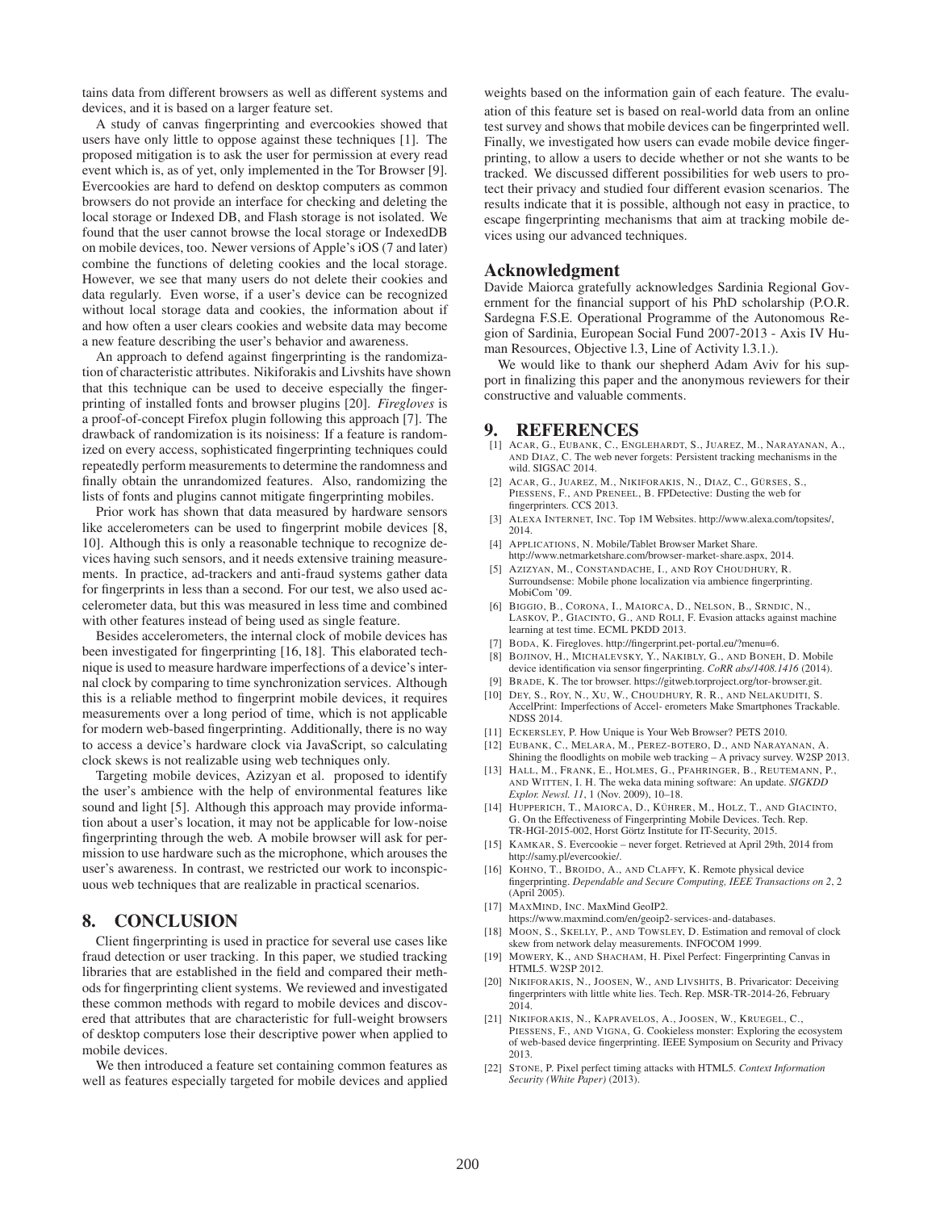tains data from different browsers as well as different systems and devices, and it is based on a larger feature set.

A study of canvas fingerprinting and evercookies showed that users have only little to oppose against these techniques [1]. The proposed mitigation is to ask the user for permission at every read event which is, as of yet, only implemented in the Tor Browser [9]. Evercookies are hard to defend on desktop computers as common browsers do not provide an interface for checking and deleting the local storage or Indexed DB, and Flash storage is not isolated. We found that the user cannot browse the local storage or IndexedDB on mobile devices, too. Newer versions of Apple's iOS (7 and later) combine the functions of deleting cookies and the local storage. However, we see that many users do not delete their cookies and data regularly. Even worse, if a user's device can be recognized without local storage data and cookies, the information about if and how often a user clears cookies and website data may become a new feature describing the user's behavior and awareness.

An approach to defend against fingerprinting is the randomization of characteristic attributes. Nikiforakis and Livshits have shown that this technique can be used to deceive especially the fingerprinting of installed fonts and browser plugins [20]. *Firegloves* is a proof-of-concept Firefox plugin following this approach [7]. The drawback of randomization is its noisiness: If a feature is randomized on every access, sophisticated fingerprinting techniques could repeatedly perform measurements to determine the randomness and finally obtain the unrandomized features. Also, randomizing the lists of fonts and plugins cannot mitigate fingerprinting mobiles.

Prior work has shown that data measured by hardware sensors like accelerometers can be used to fingerprint mobile devices [8, 10]. Although this is only a reasonable technique to recognize devices having such sensors, and it needs extensive training measurements. In practice, ad-trackers and anti-fraud systems gather data for fingerprints in less than a second. For our test, we also used accelerometer data, but this was measured in less time and combined with other features instead of being used as single feature.

Besides accelerometers, the internal clock of mobile devices has been investigated for fingerprinting [16, 18]. This elaborated technique is used to measure hardware imperfections of a device's internal clock by comparing to time synchronization services. Although this is a reliable method to fingerprint mobile devices, it requires measurements over a long period of time, which is not applicable for modern web-based fingerprinting. Additionally, there is no way to access a device's hardware clock via JavaScript, so calculating clock skews is not realizable using web techniques only.

Targeting mobile devices, Azizyan et al. proposed to identify the user's ambience with the help of environmental features like sound and light [5]. Although this approach may provide information about a user's location, it may not be applicable for low-noise fingerprinting through the web. A mobile browser will ask for permission to use hardware such as the microphone, which arouses the user's awareness. In contrast, we restricted our work to inconspicuous web techniques that are realizable in practical scenarios.

# 8. CONCLUSION

Client fingerprinting is used in practice for several use cases like fraud detection or user tracking. In this paper, we studied tracking libraries that are established in the field and compared their methods for fingerprinting client systems. We reviewed and investigated these common methods with regard to mobile devices and discovered that attributes that are characteristic for full-weight browsers of desktop computers lose their descriptive power when applied to mobile devices.

We then introduced a feature set containing common features as well as features especially targeted for mobile devices and applied weights based on the information gain of each feature. The evaluation of this feature set is based on real-world data from an online test survey and shows that mobile devices can be fingerprinted well. Finally, we investigated how users can evade mobile device fingerprinting, to allow a users to decide whether or not she wants to be tracked. We discussed different possibilities for web users to protect their privacy and studied four different evasion scenarios. The results indicate that it is possible, although not easy in practice, to escape fingerprinting mechanisms that aim at tracking mobile devices using our advanced techniques.

## Acknowledgment

Davide Maiorca gratefully acknowledges Sardinia Regional Government for the financial support of his PhD scholarship (P.O.R. Sardegna F.S.E. Operational Programme of the Autonomous Region of Sardinia, European Social Fund 2007-2013 - Axis IV Human Resources, Objective l.3, Line of Activity l.3.1.).

We would like to thank our shepherd Adam Aviv for his support in finalizing this paper and the anonymous reviewers for their constructive and valuable comments.

# 9. REFERENCES

[1] Acar, G., Eubank, C., Englehardt, S., Juarez, M., Narayanan, A., and Diaz, C. The web never forgets: Persistent tracking mechanisms in the wild. SIGSAC 2014.

[2] Acar, G., Juarez, M., Nikiforakis, N., Diaz, C., Gürses, S., Piessens, F., and Preneel, B. FPDetective: Dusting the web for fingerprinters. CCS 2013.

[3] Alexa Internet, Inc. Top 1M Websites. http://www.alexa.com/topsites/, 2014.

[4] Applications, N. Mobile/Tablet Browser Market Share. http://www.netmarketshare.com/browser-market-share.aspx, 2014.

[5] Azizyan, M., Constandache, I., and Roy Choudhury, R. Surroundsense: Mobile phone localization via ambience fingerprinting. MobiCom '09.

[6] Biggio, B., Corona, I., Maiorca, D., Nelson, B., Srndic, N., Laskov, P., Giacinto, G., and Roli, F. Evasion attacks against machine learning at test time. ECML PKDD 2013.

[7] Boda, K. Firegloves. http://fingerprint.pet-portal.eu/?menu=6.

[8] Bojinov, H., Michalevsky, Y., Nakibly, G., and Boneh, D. Mobile device identification via sensor fingerprinting. *CoRR abs/1408.1416* (2014).

[9] Brade, K. The tor browser. https://gitweb.torproject.org/tor-browser.git.

[10] Dey, S., Roy, N., Xu, W., Choudhury, R. R., and Nelakuditi, S. AccelPrint: Imperfections of Accel- erometers Make Smartphones Trackable. NDSS 2014.

[11] Eckersley, P. How Unique is Your Web Browser? PETS 2010.

[12] Eubank, C., Melara, M., Perez-botero, D., and Narayanan, A. Shining the floodlights on mobile web tracking – A privacy survey. W2SP 2013.

[13] Hall, M., Frank, E., Holmes, G., Pfahringer, B., Reutemann, P., and Witten, I. H. The weka data mining software: An update. *SIGKDD Explor. Newsl. 11*, 1 (Nov. 2009), 10–18.

[14] Hupperich, T., Maiorca, D., Kührer, M., Holz, T., and Giacinto, G. On the Effectiveness of Fingerprinting Mobile Devices. Tech. Rep. TR-HGI-2015-002, Horst Görtz Institute for IT-Security, 2015.

[15] Kamkar, S. Evercookie – never forget. Retrieved at April 29th, 2014 from http://samy.pl/evercookie/.

[16] Kohno, T., Broido, A., and Claffy, K. Remote physical device fingerprinting. *Dependable and Secure Computing, IEEE Transactions on 2*, 2 (April 2005).

[17] MaxMind, Inc. MaxMind GeoIP2. https://www.maxmind.com/en/geoip2-services-and-databases.

[18] Moon, S., Skelly, P., and Towsley, D. Estimation and removal of clock skew from network delay measurements. INFOCOM 1999.

[19] Mowery, K., and Shacham, H. Pixel Perfect: Fingerprinting Canvas in HTML5. W2SP 2012.

[20] Nikiforakis, N., Joosen, W., and Livshits, B. Privaricator: Deceiving fingerprinters with little white lies. Tech. Rep. MSR-TR-2014-26, February 2014.

[21] Nikiforakis, N., Kapravelos, A., Joosen, W., Kruegel, C., Piessens, F., and Vigna, G. Cookieless monster: Exploring the ecosystem of web-based device fingerprinting. IEEE Symposium on Security and Privacy 2013.

[22] Stone, P. Pixel perfect timing attacks with HTML5. *Context Information Security (White Paper)* (2013).